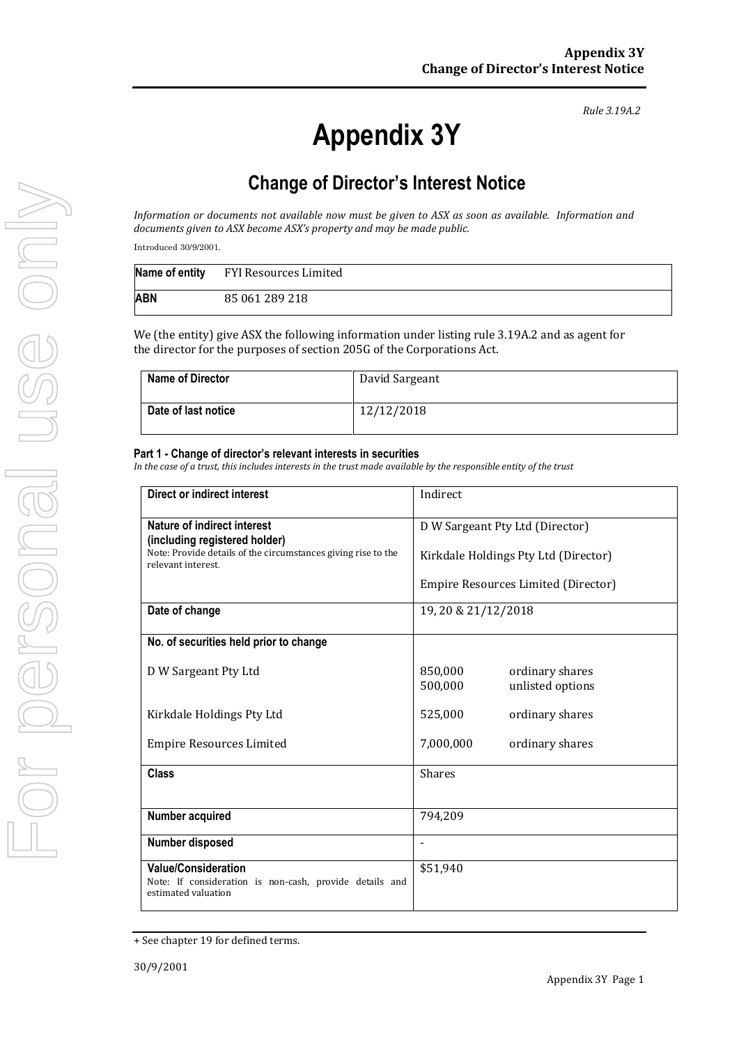*Rule 3.19A.2*

# Appendix 3Y

## Change of Director's Interest Notice

*Information or documents not available now must be given to ASX as soon as available. Information and documents given to ASX become ASX's property and may be made public.*

Introduced 30/9/2001.

| Name of entity | FYI Resources Limited |
|---|---|
| ABN | 85 061 289 218 |

We (the entity) give ASX the following information under listing rule 3.19A.2 and as agent for the director for the purposes of section 205G of the Corporations Act.

| Name of Director | David Sargeant |
|---|---|
| Date of last notice | 12/12/2018 |

#### Part 1 - Change of director's relevant interests in securities

*In the case of a trust, this includes interests in the trust made available by the responsible entity of the trust*

| Direct or indirect interest | Indirect |
|---|---|
| **Nature of indirect interest (including registered holder)**<br>Note: Provide details of the circumstances giving rise to the relevant interest. | D W Sargeant Pty Ltd (Director)<br>Kirkdale Holdings Pty Ltd (Director)<br>Empire Resources Limited (Director) |
| **Date of change** | 19, 20 & 21/12/2018 |
| **No. of securities held prior to change** | |
| D W Sargeant Pty Ltd | 850,000 ordinary shares<br>500,000 unlisted options |
| Kirkdale Holdings Pty Ltd | 525,000 ordinary shares |
| Empire Resources Limited | 7,000,000 ordinary shares |
| **Class** | Shares |
| **Number acquired** | 794,209 |
| **Number disposed** | - |
| **Value/Consideration**<br>Note: If consideration is non-cash, provide details and estimated valuation | $51,940 |

+ See chapter 19 for defined terms.

30/9/2001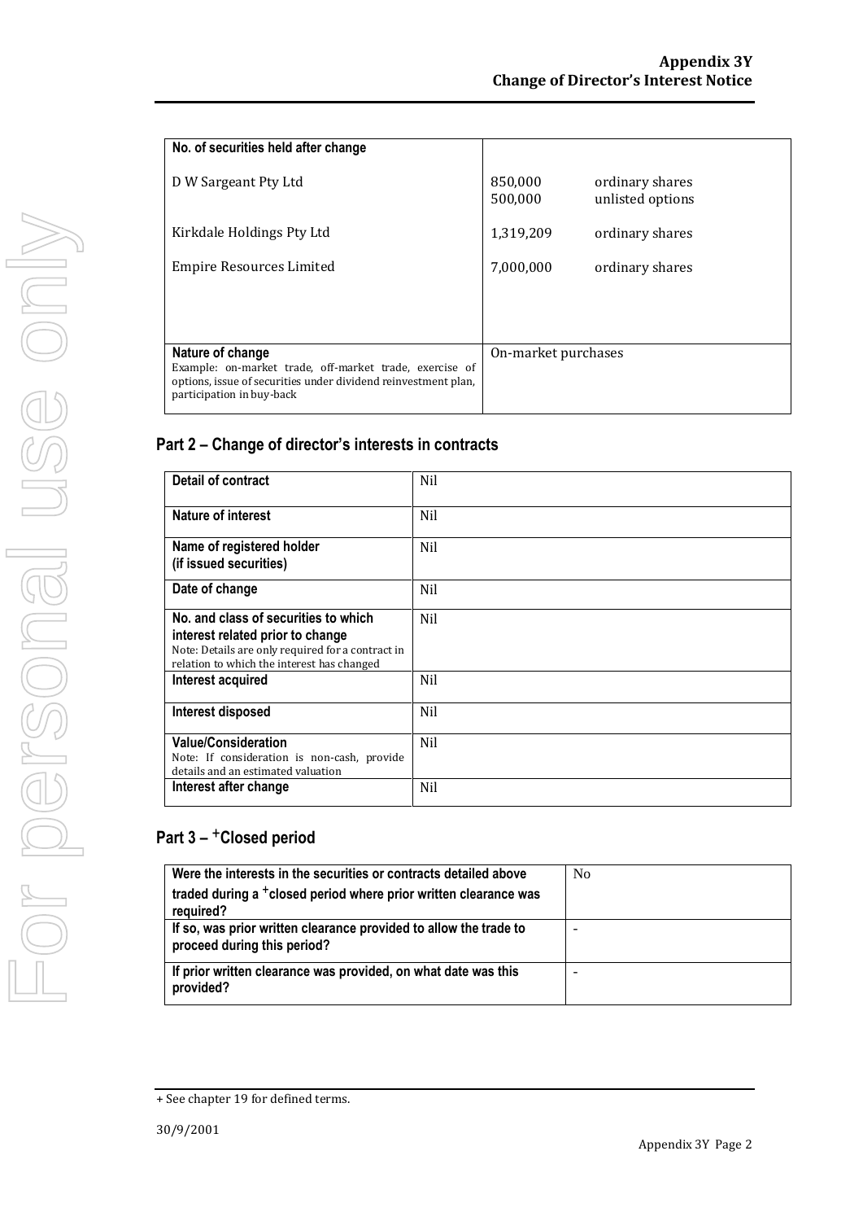| | |
|---|---|
| **No. of securities held after change**<br><br>D W Sargeant Pty Ltd<br><br>Kirkdale Holdings Pty Ltd<br><br>Empire Resources Limited | <br><br>850,000 ordinary shares<br>500,000 unlisted options<br><br>1,319,209 ordinary shares<br><br>7,000,000 ordinary shares |
| **Nature of change**<br>Example: on-market trade, off-market trade, exercise of options, issue of securities under dividend reinvestment plan, participation in buy-back | On-market purchases |

## Part 2 – Change of director's interests in contracts

| | |
|---|---|
| **Detail of contract** | Nil |
| **Nature of interest** | Nil |
| **Name of registered holder (if issued securities)** | Nil |
| **Date of change** | Nil |
| **No. and class of securities to which interest related prior to change**<br>Note: Details are only required for a contract in relation to which the interest has changed | Nil |
| **Interest acquired** | Nil |
| **Interest disposed** | Nil |
| **Value/Consideration**<br>Note: If consideration is non-cash, provide details and an estimated valuation | Nil |
| **Interest after change** | Nil |

## Part 3 – +Closed period

| | |
|---|---|
| **Were the interests in the securities or contracts detailed above traded during a +closed period where prior written clearance was required?** | No |
| **If so, was prior written clearance provided to allow the trade to proceed during this period?** | - |
| **If prior written clearance was provided, on what date was this provided?** | - |

+ See chapter 19 for defined terms.

30/9/2001